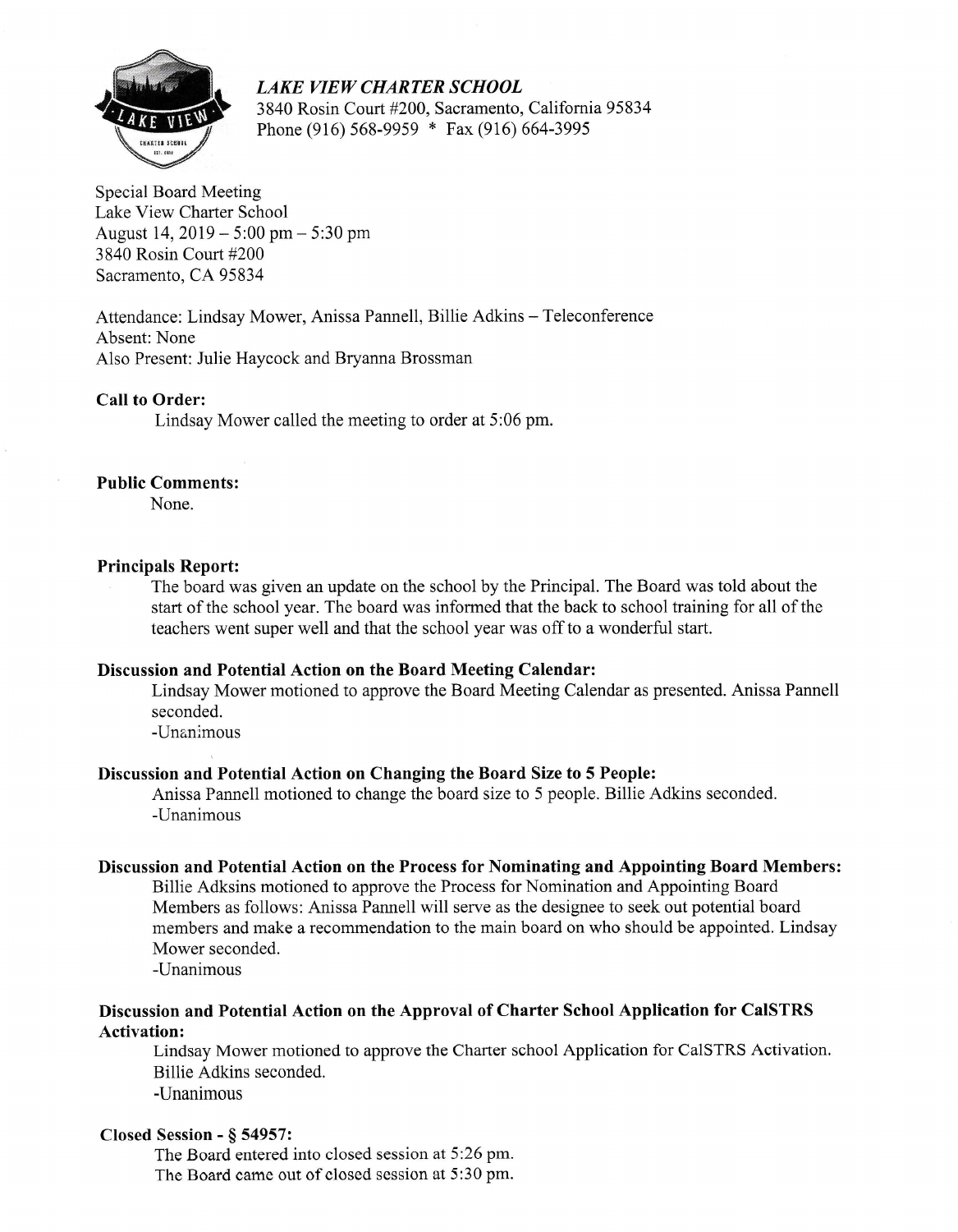***LAKE VIEW CHARTER SCHOOL***
3840 Rosin Court #200, Sacramento, California 95834
Phone (916) 568-9959 * Fax (916) 664-3995

Special Board Meeting
Lake View Charter School
August 14, 2019 – 5:00 pm – 5:30 pm
3840 Rosin Court #200
Sacramento, CA 95834

Attendance: Lindsay Mower, Anissa Pannell, Billie Adkins – Teleconference
Absent: None
Also Present: Julie Haycock and Bryanna Brossman

**Call to Order:**

Lindsay Mower called the meeting to order at 5:06 pm.

**Public Comments:**

None.

**Principals Report:**

The board was given an update on the school by the Principal. The Board was told about the start of the school year. The board was informed that the back to school training for all of the teachers went super well and that the school year was off to a wonderful start.

**Discussion and Potential Action on the Board Meeting Calendar:**

Lindsay Mower motioned to approve the Board Meeting Calendar as presented. Anissa Pannell seconded.
-Unanimous

**Discussion and Potential Action on Changing the Board Size to 5 People:**

Anissa Pannell motioned to change the board size to 5 people. Billie Adkins seconded.
-Unanimous

**Discussion and Potential Action on the Process for Nominating and Appointing Board Members:**

Billie Adksins motioned to approve the Process for Nomination and Appointing Board Members as follows: Anissa Pannell will serve as the designee to seek out potential board members and make a recommendation to the main board on who should be appointed. Lindsay Mower seconded.
-Unanimous

**Discussion and Potential Action on the Approval of Charter School Application for CalSTRS Activation:**

Lindsay Mower motioned to approve the Charter school Application for CalSTRS Activation. Billie Adkins seconded.
-Unanimous

**Closed Session - § 54957:**

The Board entered into closed session at 5:26 pm.
The Board came out of closed session at 5:30 pm.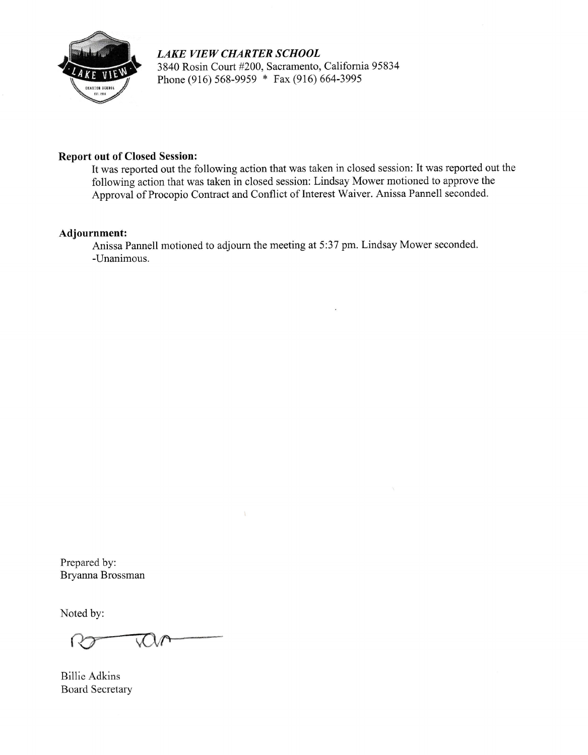*LAKE VIEW CHARTER SCHOOL*
3840 Rosin Court #200, Sacramento, California 95834
Phone (916) 568-9959 * Fax (916) 664-3995

**Report out of Closed Session:**

It was reported out the following action that was taken in closed session: It was reported out the following action that was taken in closed session: Lindsay Mower motioned to approve the Approval of Procopio Contract and Conflict of Interest Waiver. Anissa Pannell seconded.

**Adjournment:**

Anissa Pannell motioned to adjourn the meeting at 5:37 pm. Lindsay Mower seconded.
-Unanimous.

Prepared by:
Bryanna Brossman

Noted by:

Billie Adkins
Board Secretary